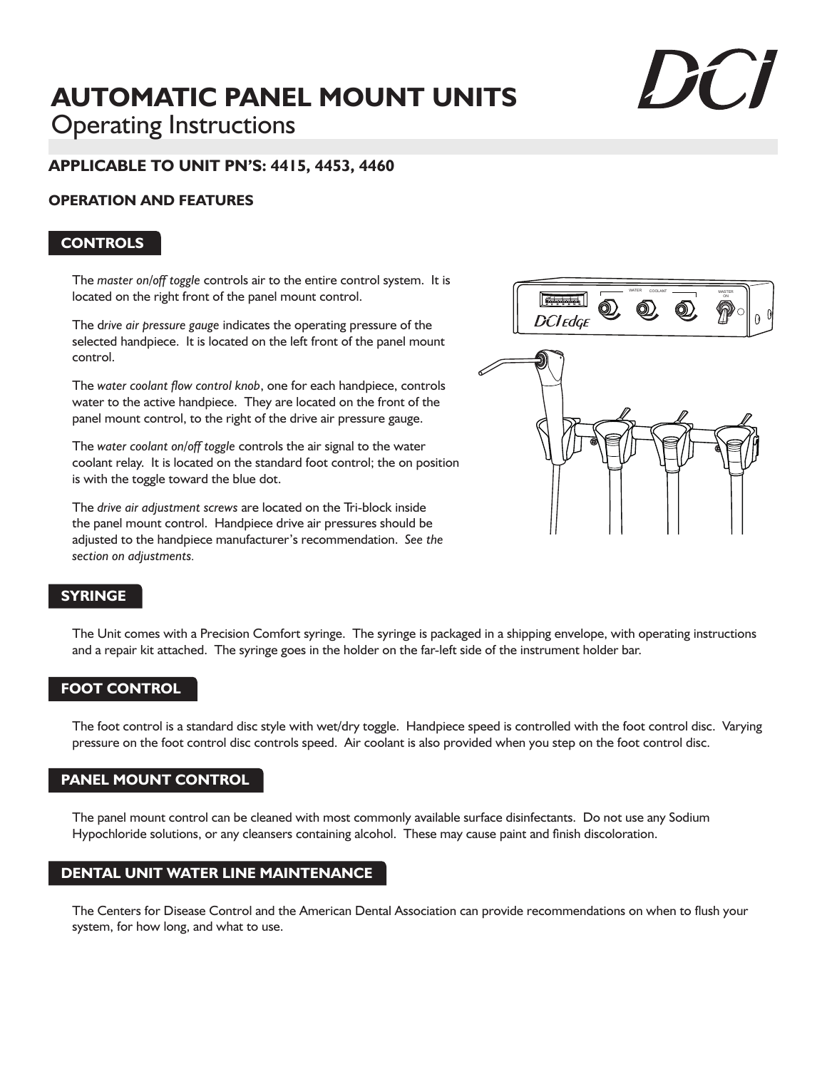# AUTOMATIC PANEL MOUNT UNITS

Operating Instructions

## APPLICABLE TO UNIT PN'S: 4415, 4453, 4460

## OPERATION AND FEATURES

### CONTROLS

The *master on/off toggle* controls air to the entire control system. It is located on the right front of the panel mount control.

The d*rive air pressure gauge* indicates the operating pressure of the selected handpiece. It is located on the left front of the panel mount control.

The *water coolant flow control knob*, one for each handpiece, controls water to the active handpiece. They are located on the front of the panel mount control, to the right of the drive air pressure gauge.

The *water coolant on/off toggle* controls the air signal to the water coolant relay. It is located on the standard foot control; the on position is with the toggle toward the blue dot.

The *drive air adjustment screws* are located on the Tri-block inside the panel mount control. Handpiece drive air pressures should be adjusted to the handpiece manufacturer's recommendation. *See the section on adjustments.*

### SYRINGE

The Unit comes with a Precision Comfort syringe. The syringe is packaged in a shipping envelope, with operating instructions and a repair kit attached. The syringe goes in the holder on the far-left side of the instrument holder bar.

### FOOT CONTROL

The foot control is a standard disc style with wet/dry toggle. Handpiece speed is controlled with the foot control disc. Varying pressure on the foot control disc controls speed. Air coolant is also provided when you step on the foot control disc.

### PANEL MOUNT CONTROL

The panel mount control can be cleaned with most commonly available surface disinfectants. Do not use any Sodium Hypochloride solutions, or any cleansers containing alcohol. These may cause paint and finish discoloration.

### DENTAL UNIT WATER LINE MAINTENANCE

The Centers for Disease Control and the American Dental Association can provide recommendations on when to flush your system, for how long, and what to use.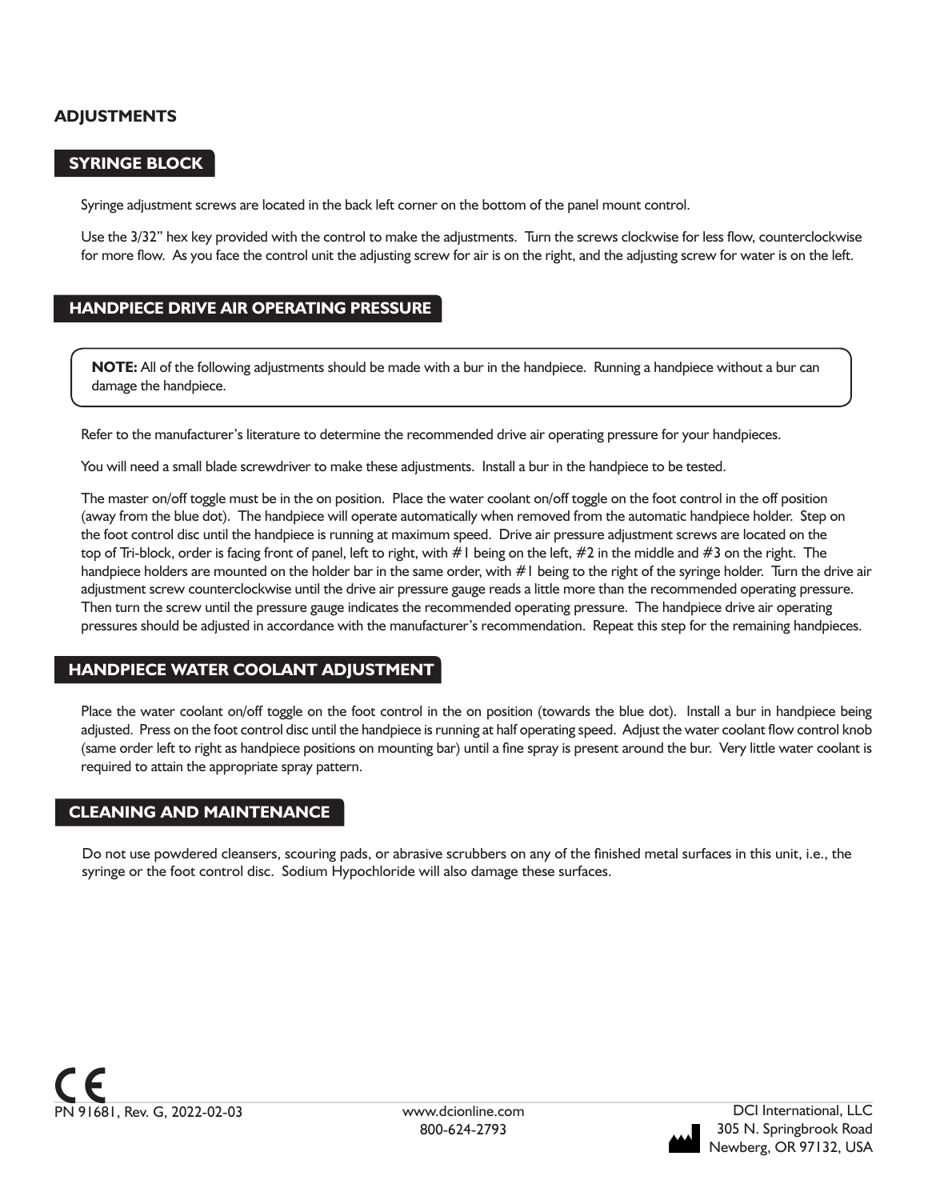## ADJUSTMENTS

### SYRINGE BLOCK

Syringe adjustment screws are located in the back left corner on the bottom of the panel mount control.

Use the 3/32" hex key provided with the control to make the adjustments. Turn the screws clockwise for less flow, counterclockwise for more flow. As you face the control unit the adjusting screw for air is on the right, and the adjusting screw for water is on the left.

### HANDPIECE DRIVE AIR OPERATING PRESSURE

> **NOTE:** All of the following adjustments should be made with a bur in the handpiece. Running a handpiece without a bur can damage the handpiece.

Refer to the manufacturer's literature to determine the recommended drive air operating pressure for your handpieces.

You will need a small blade screwdriver to make these adjustments. Install a bur in the handpiece to be tested.

The master on/off toggle must be in the on position. Place the water coolant on/off toggle on the foot control in the off position (away from the blue dot). The handpiece will operate automatically when removed from the automatic handpiece holder. Step on the foot control disc until the handpiece is running at maximum speed. Drive air pressure adjustment screws are located on the top of Tri-block, order is facing front of panel, left to right, with #1 being on the left, #2 in the middle and #3 on the right. The handpiece holders are mounted on the holder bar in the same order, with #1 being to the right of the syringe holder. Turn the drive air adjustment screw counterclockwise until the drive air pressure gauge reads a little more than the recommended operating pressure. Then turn the screw until the pressure gauge indicates the recommended operating pressure. The handpiece drive air operating pressures should be adjusted in accordance with the manufacturer's recommendation. Repeat this step for the remaining handpieces.

### HANDPIECE WATER COOLANT ADJUSTMENT

Place the water coolant on/off toggle on the foot control in the on position (towards the blue dot). Install a bur in handpiece being adjusted. Press on the foot control disc until the handpiece is running at half operating speed. Adjust the water coolant flow control knob (same order left to right as handpiece positions on mounting bar) until a fine spray is present around the bur. Very little water coolant is required to attain the appropriate spray pattern.

### CLEANING AND MAINTENANCE

Do not use powdered cleansers, scouring pads, or abrasive scrubbers on any of the finished metal surfaces in this unit, i.e., the syringe or the foot control disc. Sodium Hypochloride will also damage these surfaces.

CE

PN 91681, Rev. G, 2022-02-03

www.dcionline.com
800-624-2793

DCI International, LLC
305 N. Springbrook Road
Newberg, OR 97132, USA